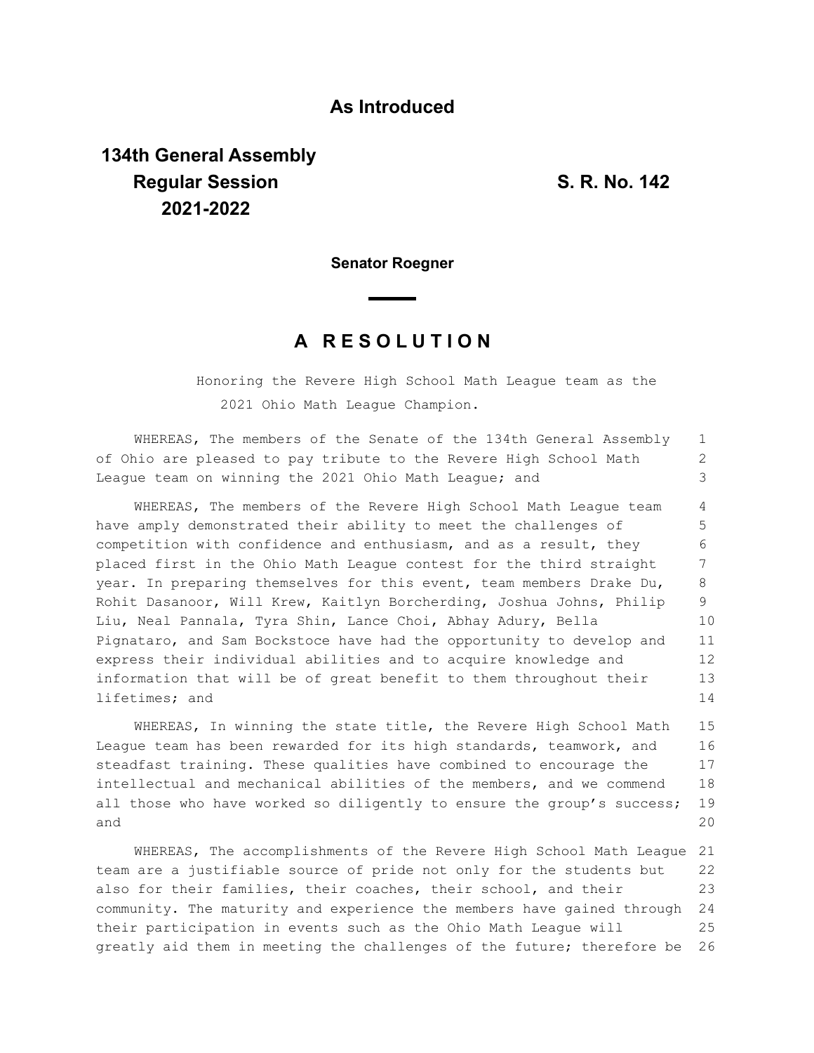**As Introduced**

**134th General Assembly**
**Regular Session**
**2021-2022**

**S. R. No. 142**

**Senator Roegner**

# A RESOLUTION

Honoring the Revere High School Math League team as the 2021 Ohio Math League Champion.

WHEREAS, The members of the Senate of the 134th General Assembly of Ohio are pleased to pay tribute to the Revere High School Math League team on winning the 2021 Ohio Math League; and

WHEREAS, The members of the Revere High School Math League team have amply demonstrated their ability to meet the challenges of competition with confidence and enthusiasm, and as a result, they placed first in the Ohio Math League contest for the third straight year. In preparing themselves for this event, team members Drake Du, Rohit Dasanoor, Will Krew, Kaitlyn Borcherding, Joshua Johns, Philip Liu, Neal Pannala, Tyra Shin, Lance Choi, Abhay Adury, Bella Pignataro, and Sam Bockstoce have had the opportunity to develop and express their individual abilities and to acquire knowledge and information that will be of great benefit to them throughout their lifetimes; and

WHEREAS, In winning the state title, the Revere High School Math League team has been rewarded for its high standards, teamwork, and steadfast training. These qualities have combined to encourage the intellectual and mechanical abilities of the members, and we commend all those who have worked so diligently to ensure the group's success; and

WHEREAS, The accomplishments of the Revere High School Math League team are a justifiable source of pride not only for the students but also for their families, their coaches, their school, and their community. The maturity and experience the members have gained through their participation in events such as the Ohio Math League will greatly aid them in meeting the challenges of the future; therefore be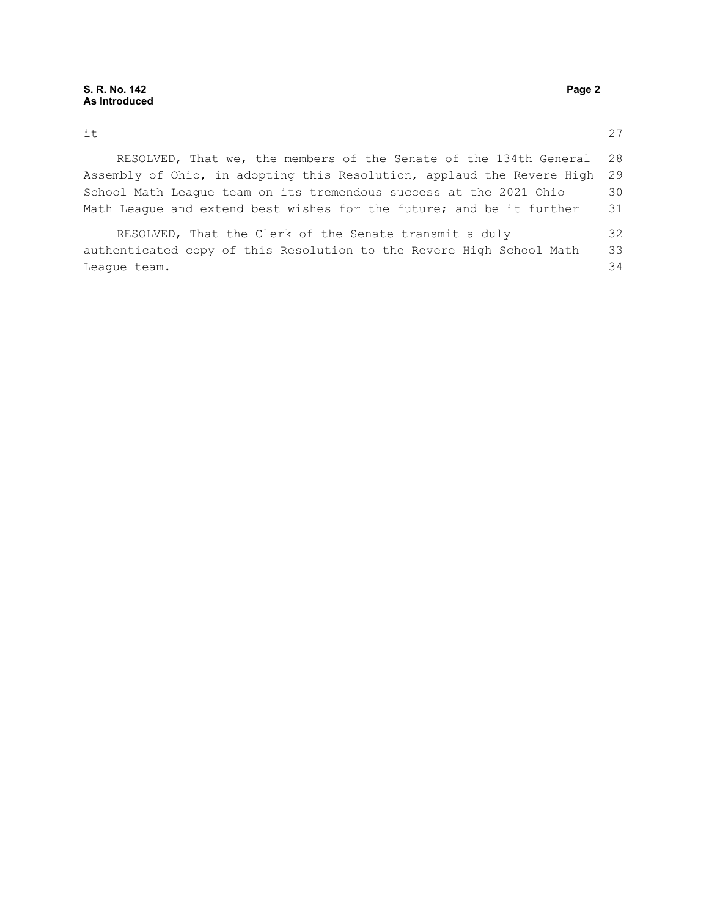it

RESOLVED, That we, the members of the Senate of the 134th General Assembly of Ohio, in adopting this Resolution, applaud the Revere High School Math League team on its tremendous success at the 2021 Ohio Math League and extend best wishes for the future; and be it further

RESOLVED, That the Clerk of the Senate transmit a duly authenticated copy of this Resolution to the Revere High School Math League team.